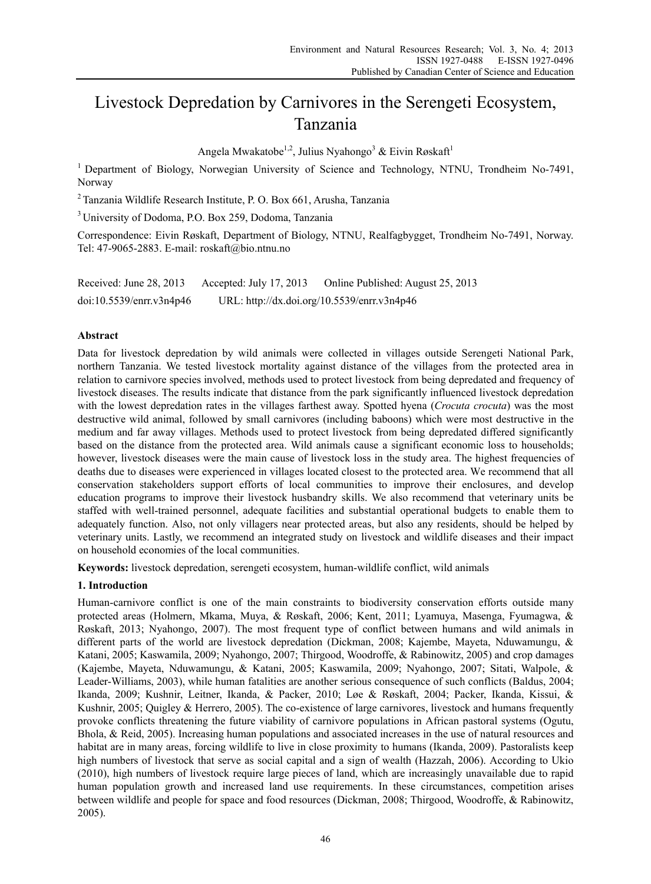# Livestock Depredation by Carnivores in the Serengeti Ecosystem, Tanzania

Angela Mwakatobe[1,2], Julius Nyahongo[3] & Eivin Røskaft[1]

[1] Department of Biology, Norwegian University of Science and Technology, NTNU, Trondheim No-7491, Norway

[2] Tanzania Wildlife Research Institute, P. O. Box 661, Arusha, Tanzania

[3] University of Dodoma, P.O. Box 259, Dodoma, Tanzania

Correspondence: Eivin Røskaft, Department of Biology, NTNU, Realfagbygget, Trondheim No-7491, Norway. Tel: 47-9065-2883. E-mail: roskaft@bio.ntnu.no

Received: June 28, 2013 Accepted: July 17, 2013 Online Published: August 25, 2013

doi:10.5539/enrr.v3n4p46 URL: http://dx.doi.org/10.5539/enrr.v3n4p46

## Abstract

Data for livestock depredation by wild animals were collected in villages outside Serengeti National Park, northern Tanzania. We tested livestock mortality against distance of the villages from the protected area in relation to carnivore species involved, methods used to protect livestock from being depredated and frequency of livestock diseases. The results indicate that distance from the park significantly influenced livestock depredation with the lowest depredation rates in the villages farthest away. Spotted hyena (*Crocuta crocuta*) was the most destructive wild animal, followed by small carnivores (including baboons) which were most destructive in the medium and far away villages. Methods used to protect livestock from being depredated differed significantly based on the distance from the protected area. Wild animals cause a significant economic loss to households; however, livestock diseases were the main cause of livestock loss in the study area. The highest frequencies of deaths due to diseases were experienced in villages located closest to the protected area. We recommend that all conservation stakeholders support efforts of local communities to improve their enclosures, and develop education programs to improve their livestock husbandry skills. We also recommend that veterinary units be staffed with well-trained personnel, adequate facilities and substantial operational budgets to enable them to adequately function. Also, not only villagers near protected areas, but also any residents, should be helped by veterinary units. Lastly, we recommend an integrated study on livestock and wildlife diseases and their impact on household economies of the local communities.

**Keywords:** livestock depredation, serengeti ecosystem, human-wildlife conflict, wild animals

## 1. Introduction

Human-carnivore conflict is one of the main constraints to biodiversity conservation efforts outside many protected areas (Holmern, Mkama, Muya, & Røskaft, 2006; Kent, 2011; Lyamuya, Masenga, Fyumagwa, & Røskaft, 2013; Nyahongo, 2007). The most frequent type of conflict between humans and wild animals in different parts of the world are livestock depredation (Dickman, 2008; Kajembe, Mayeta, Nduwamungu, & Katani, 2005; Kaswamila, 2009; Nyahongo, 2007; Thirgood, Woodroffe, & Rabinowitz, 2005) and crop damages (Kajembe, Mayeta, Nduwamungu, & Katani, 2005; Kaswamila, 2009; Nyahongo, 2007; Sitati, Walpole, & Leader-Williams, 2003), while human fatalities are another serious consequence of such conflicts (Baldus, 2004; Ikanda, 2009; Kushnir, Leitner, Ikanda, & Packer, 2010; Løe & Røskaft, 2004; Packer, Ikanda, Kissui, & Kushnir, 2005; Quigley & Herrero, 2005). The co-existence of large carnivores, livestock and humans frequently provoke conflicts threatening the future viability of carnivore populations in African pastoral systems (Ogutu, Bhola, & Reid, 2005). Increasing human populations and associated increases in the use of natural resources and habitat are in many areas, forcing wildlife to live in close proximity to humans (Ikanda, 2009). Pastoralists keep high numbers of livestock that serve as social capital and a sign of wealth (Hazzah, 2006). According to Ukio (2010), high numbers of livestock require large pieces of land, which are increasingly unavailable due to rapid human population growth and increased land use requirements. In these circumstances, competition arises between wildlife and people for space and food resources (Dickman, 2008; Thirgood, Woodroffe, & Rabinowitz, 2005).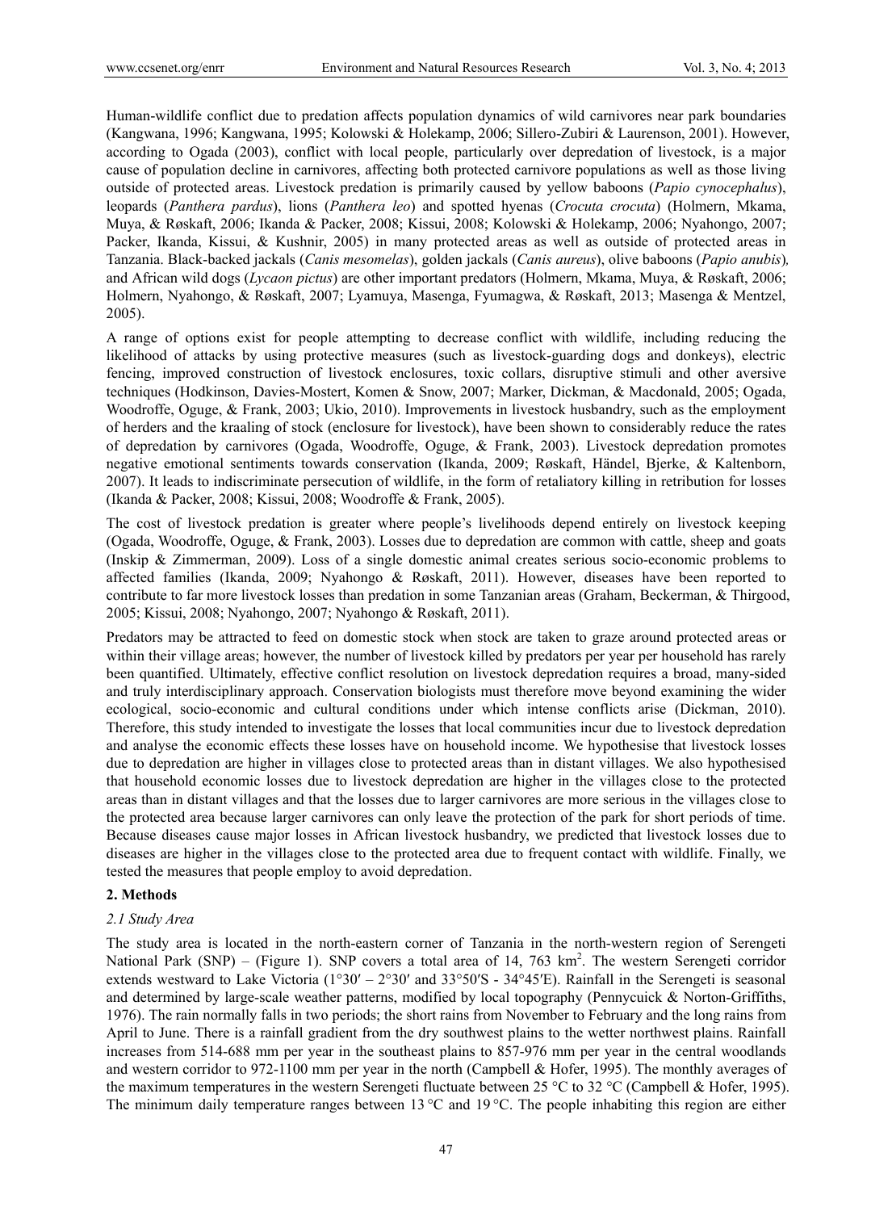Human-wildlife conflict due to predation affects population dynamics of wild carnivores near park boundaries (Kangwana, 1996; Kangwana, 1995; Kolowski & Holekamp, 2006; Sillero-Zubiri & Laurenson, 2001). However, according to Ogada (2003), conflict with local people, particularly over depredation of livestock, is a major cause of population decline in carnivores, affecting both protected carnivore populations as well as those living outside of protected areas. Livestock predation is primarily caused by yellow baboons (*Papio cynocephalus*), leopards (*Panthera pardus*), lions (*Panthera leo*) and spotted hyenas (*Crocuta crocuta*) (Holmern, Mkama, Muya, & Røskaft, 2006; Ikanda & Packer, 2008; Kissui, 2008; Kolowski & Holekamp, 2006; Nyahongo, 2007; Packer, Ikanda, Kissui, & Kushnir, 2005) in many protected areas as well as outside of protected areas in Tanzania. Black-backed jackals (*Canis mesomelas*), golden jackals (*Canis aureus*), olive baboons (*Papio anubis*), and African wild dogs (*Lycaon pictus*) are other important predators (Holmern, Mkama, Muya, & Røskaft, 2006; Holmern, Nyahongo, & Røskaft, 2007; Lyamuya, Masenga, Fyumagwa, & Røskaft, 2013; Masenga & Mentzel, 2005).

A range of options exist for people attempting to decrease conflict with wildlife, including reducing the likelihood of attacks by using protective measures (such as livestock-guarding dogs and donkeys), electric fencing, improved construction of livestock enclosures, toxic collars, disruptive stimuli and other aversive techniques (Hodkinson, Davies-Mostert, Komen & Snow, 2007; Marker, Dickman, & Macdonald, 2005; Ogada, Woodroffe, Oguge, & Frank, 2003; Ukio, 2010). Improvements in livestock husbandry, such as the employment of herders and the kraaling of stock (enclosure for livestock), have been shown to considerably reduce the rates of depredation by carnivores (Ogada, Woodroffe, Oguge, & Frank, 2003). Livestock depredation promotes negative emotional sentiments towards conservation (Ikanda, 2009; Røskaft, Händel, Bjerke, & Kaltenborn, 2007). It leads to indiscriminate persecution of wildlife, in the form of retaliatory killing in retribution for losses (Ikanda & Packer, 2008; Kissui, 2008; Woodroffe & Frank, 2005).

The cost of livestock predation is greater where people's livelihoods depend entirely on livestock keeping (Ogada, Woodroffe, Oguge, & Frank, 2003). Losses due to depredation are common with cattle, sheep and goats (Inskip & Zimmerman, 2009). Loss of a single domestic animal creates serious socio-economic problems to affected families (Ikanda, 2009; Nyahongo & Røskaft, 2011). However, diseases have been reported to contribute to far more livestock losses than predation in some Tanzanian areas (Graham, Beckerman, & Thirgood, 2005; Kissui, 2008; Nyahongo, 2007; Nyahongo & Røskaft, 2011).

Predators may be attracted to feed on domestic stock when stock are taken to graze around protected areas or within their village areas; however, the number of livestock killed by predators per year per household has rarely been quantified. Ultimately, effective conflict resolution on livestock depredation requires a broad, many-sided and truly interdisciplinary approach. Conservation biologists must therefore move beyond examining the wider ecological, socio-economic and cultural conditions under which intense conflicts arise (Dickman, 2010). Therefore, this study intended to investigate the losses that local communities incur due to livestock depredation and analyse the economic effects these losses have on household income. We hypothesise that livestock losses due to depredation are higher in villages close to protected areas than in distant villages. We also hypothesised that household economic losses due to livestock depredation are higher in the villages close to the protected areas than in distant villages and that the losses due to larger carnivores are more serious in the villages close to the protected area because larger carnivores can only leave the protection of the park for short periods of time. Because diseases cause major losses in African livestock husbandry, we predicted that livestock losses due to diseases are higher in the villages close to the protected area due to frequent contact with wildlife. Finally, we tested the measures that people employ to avoid depredation.

## 2. Methods

### 2.1 Study Area

The study area is located in the north-eastern corner of Tanzania in the north-western region of Serengeti National Park (SNP) – (Figure 1). SNP covers a total area of 14, 763 km$^2$. The western Serengeti corridor extends westward to Lake Victoria (1°30′ – 2°30′ and 33°50′S - 34°45′E). Rainfall in the Serengeti is seasonal and determined by large-scale weather patterns, modified by local topography (Pennycuick & Norton-Griffiths, 1976). The rain normally falls in two periods; the short rains from November to February and the long rains from April to June. There is a rainfall gradient from the dry southwest plains to the wetter northwest plains. Rainfall increases from 514-688 mm per year in the southeast plains to 857-976 mm per year in the central woodlands and western corridor to 972-1100 mm per year in the north (Campbell & Hofer, 1995). The monthly averages of the maximum temperatures in the western Serengeti fluctuate between 25 °C to 32 °C (Campbell & Hofer, 1995). The minimum daily temperature ranges between 13 °C and 19 °C. The people inhabiting this region are either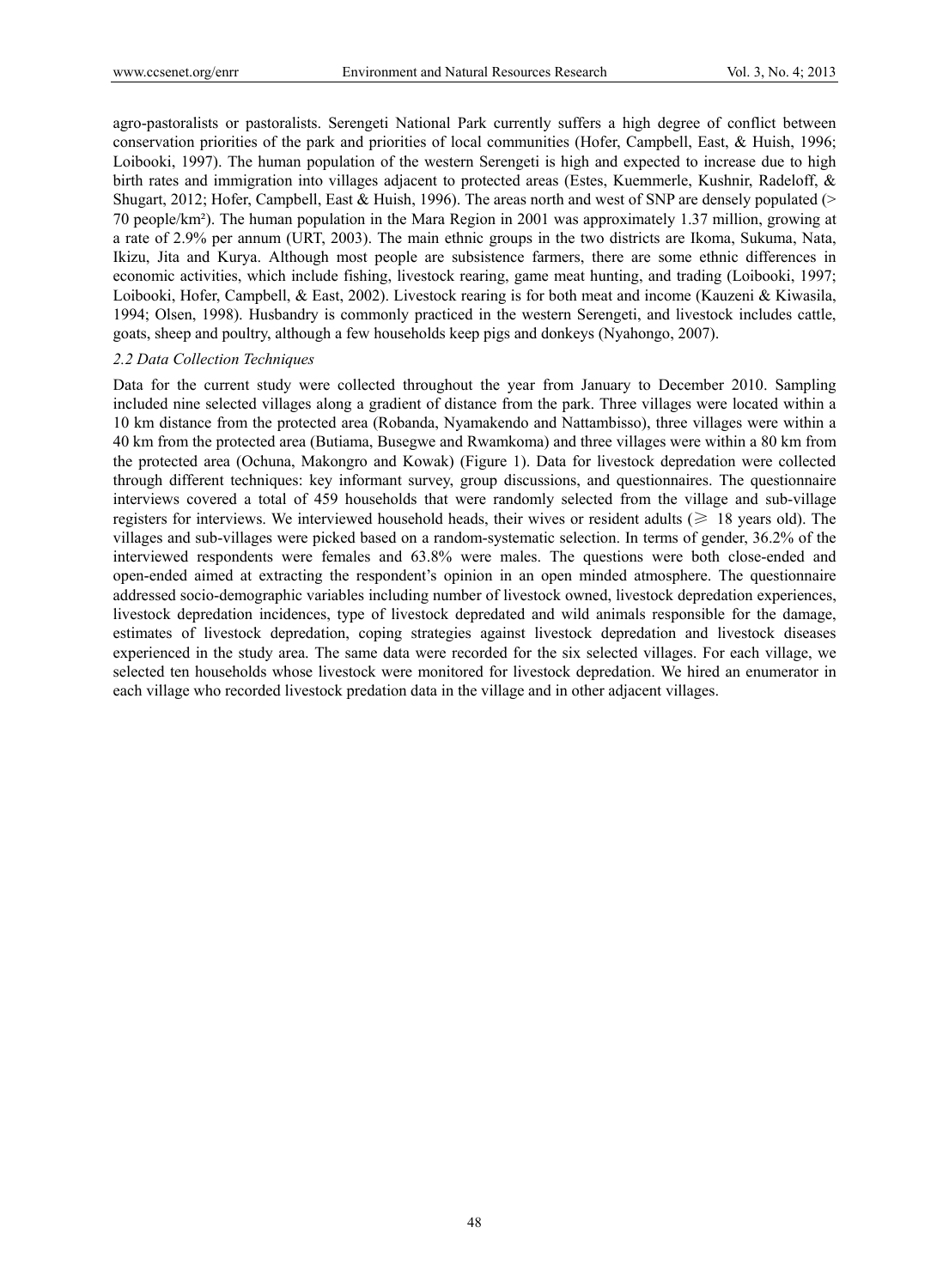agro-pastoralists or pastoralists. Serengeti National Park currently suffers a high degree of conflict between conservation priorities of the park and priorities of local communities (Hofer, Campbell, East, & Huish, 1996; Loibooki, 1997). The human population of the western Serengeti is high and expected to increase due to high birth rates and immigration into villages adjacent to protected areas (Estes, Kuemmerle, Kushnir, Radeloff, & Shugart, 2012; Hofer, Campbell, East & Huish, 1996). The areas north and west of SNP are densely populated (> 70 people/km²). The human population in the Mara Region in 2001 was approximately 1.37 million, growing at a rate of 2.9% per annum (URT, 2003). The main ethnic groups in the two districts are Ikoma, Sukuma, Nata, Ikizu, Jita and Kurya. Although most people are subsistence farmers, there are some ethnic differences in economic activities, which include fishing, livestock rearing, game meat hunting, and trading (Loibooki, 1997; Loibooki, Hofer, Campbell, & East, 2002). Livestock rearing is for both meat and income (Kauzeni & Kiwasila, 1994; Olsen, 1998). Husbandry is commonly practiced in the western Serengeti, and livestock includes cattle, goats, sheep and poultry, although a few households keep pigs and donkeys (Nyahongo, 2007).

### *2.2 Data Collection Techniques*

Data for the current study were collected throughout the year from January to December 2010. Sampling included nine selected villages along a gradient of distance from the park. Three villages were located within a 10 km distance from the protected area (Robanda, Nyamakendo and Nattambisso), three villages were within a 40 km from the protected area (Butiama, Busegwe and Rwamkoma) and three villages were within a 80 km from the protected area (Ochuna, Makongro and Kowak) (Figure 1). Data for livestock depredation were collected through different techniques: key informant survey, group discussions, and questionnaires. The questionnaire interviews covered a total of 459 households that were randomly selected from the village and sub-village registers for interviews. We interviewed household heads, their wives or resident adults (≥ 18 years old). The villages and sub-villages were picked based on a random-systematic selection. In terms of gender, 36.2% of the interviewed respondents were females and 63.8% were males. The questions were both close-ended and open-ended aimed at extracting the respondent's opinion in an open minded atmosphere. The questionnaire addressed socio-demographic variables including number of livestock owned, livestock depredation experiences, livestock depredation incidences, type of livestock depredated and wild animals responsible for the damage, estimates of livestock depredation, coping strategies against livestock depredation and livestock diseases experienced in the study area. The same data were recorded for the six selected villages. For each village, we selected ten households whose livestock were monitored for livestock depredation. We hired an enumerator in each village who recorded livestock predation data in the village and in other adjacent villages.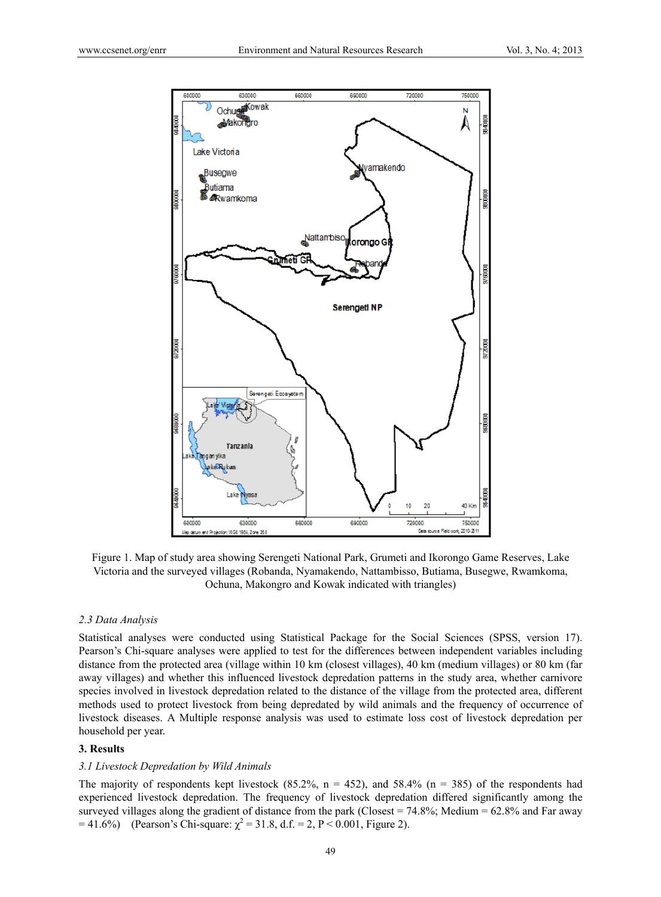Figure 1. Map of study area showing Serengeti National Park, Grumeti and Ikorongo Game Reserves, Lake Victoria and the surveyed villages (Robanda, Nyamakendo, Nattambisso, Butiama, Busegwe, Rwamkoma, Ochuna, Makongro and Kowak indicated with triangles)

### 2.3 Data Analysis

Statistical analyses were conducted using Statistical Package for the Social Sciences (SPSS, version 17). Pearson's Chi-square analyses were applied to test for the differences between independent variables including distance from the protected area (village within 10 km (closest villages), 40 km (medium villages) or 80 km (far away villages) and whether this influenced livestock depredation patterns in the study area, whether carnivore species involved in livestock depredation related to the distance of the village from the protected area, different methods used to protect livestock from being depredated by wild animals and the frequency of occurrence of livestock diseases. A Multiple response analysis was used to estimate loss cost of livestock depredation per household per year.

## 3. Results

### 3.1 Livestock Depredation by Wild Animals

The majority of respondents kept livestock (85.2%, n = 452), and 58.4% (n = 385) of the respondents had experienced livestock depredation. The frequency of livestock depredation differed significantly among the surveyed villages along the gradient of distance from the park (Closest = 74.8%; Medium = 62.8% and Far away = 41.6%) (Pearson's Chi-square: $\chi^2 = 31.8$, d.f. = 2, $P < 0.001$, Figure 2).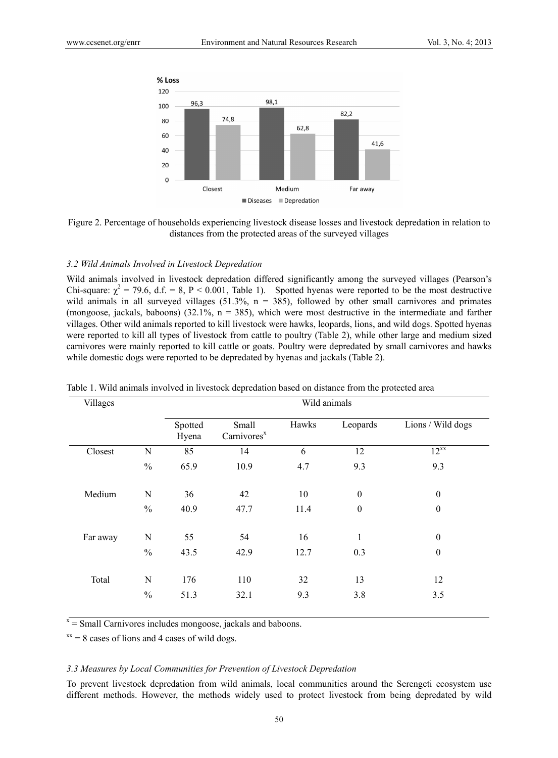Figure 2. Percentage of households experiencing livestock disease losses and livestock depredation in relation to distances from the protected areas of the surveyed villages

### *3.2 Wild Animals Involved in Livestock Depredation*

Wild animals involved in livestock depredation differed significantly among the surveyed villages (Pearson's Chi-square: $\chi^2 = 79.6$, d.f. = 8, P < 0.001, Table 1). Spotted hyenas were reported to be the most destructive wild animals in all surveyed villages (51.3%, n = 385), followed by other small carnivores and primates (mongoose, jackals, baboons) (32.1%, n = 385), which were most destructive in the intermediate and farther villages. Other wild animals reported to kill livestock were hawks, leopards, lions, and wild dogs. Spotted hyenas were reported to kill all types of livestock from cattle to poultry (Table 2), while other large and medium sized carnivores were mainly reported to kill cattle or goats. Poultry were depredated by small carnivores and hawks while domestic dogs were reported to be depredated by hyenas and jackals (Table 2).

Table 1. Wild animals involved in livestock depredation based on distance from the protected area

| Villages | | Wild animals | | | | |
|---|---|---|---|---|---|---|
| | | Spotted Hyena | Small Carnivores[x] | Hawks | Leopards | Lions / Wild dogs |
| Closest | N | 85 | 14 | 6 | 12 | 12[xx] |
| | % | 65.9 | 10.9 | 4.7 | 9.3 | 9.3 |
| Medium | N | 36 | 42 | 10 | 0 | 0 |
| | % | 40.9 | 47.7 | 11.4 | 0 | 0 |
| Far away | N | 55 | 54 | 16 | 1 | 0 |
| | % | 43.5 | 42.9 | 12.7 | 0.3 | 0 |
| Total | N | 176 | 110 | 32 | 13 | 12 |
| | % | 51.3 | 32.1 | 9.3 | 3.8 | 3.5 |

[x] = Small Carnivores includes mongoose, jackals and baboons.

[xx] = 8 cases of lions and 4 cases of wild dogs.

### *3.3 Measures by Local Communities for Prevention of Livestock Depredation*

To prevent livestock depredation from wild animals, local communities around the Serengeti ecosystem use different methods. However, the methods widely used to protect livestock from being depredated by wild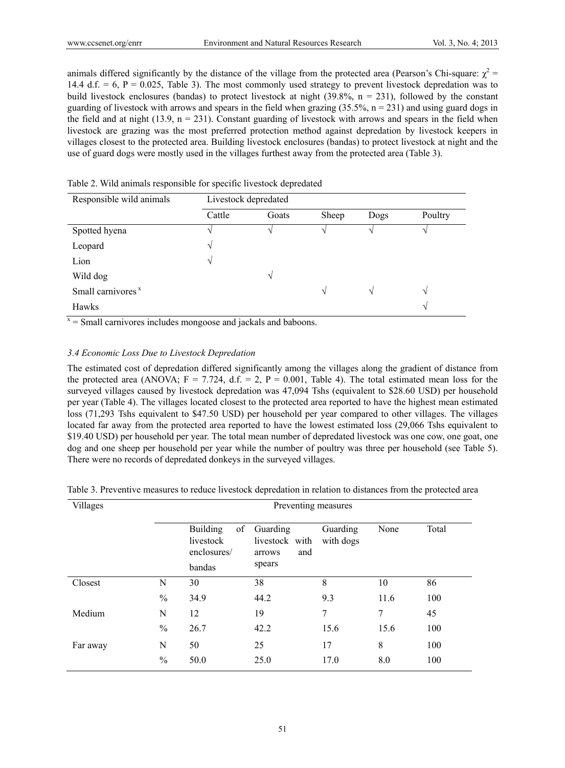animals differed significantly by the distance of the village from the protected area (Pearson's Chi-square: $\chi^2$ = 14.4 d.f. = 6, P = 0.025, Table 3). The most commonly used strategy to prevent livestock depredation was to build livestock enclosures (bandas) to protect livestock at night (39.8%, n = 231), followed by the constant guarding of livestock with arrows and spears in the field when grazing (35.5%, n = 231) and using guard dogs in the field and at night (13.9, n = 231). Constant guarding of livestock with arrows and spears in the field when livestock are grazing was the most preferred protection method against depredation by livestock keepers in villages closest to the protected area. Building livestock enclosures (bandas) to protect livestock at night and the use of guard dogs were mostly used in the villages furthest away from the protected area (Table 3).

Table 2. Wild animals responsible for specific livestock depredated

| Responsible wild animals | Livestock depredated | | | | |
|---|---|---|---|---|---|
| | Cattle | Goats | Sheep | Dogs | Poultry |
| Spotted hyena | √ | √ | √ | √ | √ |
| Leopard | √ | | | | |
| Lion | √ | | | | |
| Wild dog | | √ | | | |
| Small carnivores [x] | | | √ | √ | √ |
| Hawks | | | | | √ |

[x] = Small carnivores includes mongoose and jackals and baboons.

### *3.4 Economic Loss Due to Livestock Depredation*

The estimated cost of depredation differed significantly among the villages along the gradient of distance from the protected area (ANOVA; F = 7.724, d.f. = 2, P = 0.001, Table 4). The total estimated mean loss for the surveyed villages caused by livestock depredation was 47,094 Tshs (equivalent to $28.60 USD) per household per year (Table 4). The villages located closest to the protected area reported to have the highest mean estimated loss (71,293 Tshs equivalent to $47.50 USD) per household per year compared to other villages. The villages located far away from the protected area reported to have the lowest estimated loss (29,066 Tshs equivalent to $19.40 USD) per household per year. The total mean number of depredated livestock was one cow, one goat, one dog and one sheep per household per year while the number of poultry was three per household (see Table 5). There were no records of depredated donkeys in the surveyed villages.

Table 3. Preventive measures to reduce livestock depredation in relation to distances from the protected area

| Villages | | Preventing measures | | | | |
|---|---|---|---|---|---|---|
| | | Building of livestock enclosures/ bandas | Guarding livestock with arrows and spears | Guarding with dogs | None | Total |
| Closest | N | 30 | 38 | 8 | 10 | 86 |
| | % | 34.9 | 44.2 | 9.3 | 11.6 | 100 |
| Medium | N | 12 | 19 | 7 | 7 | 45 |
| | % | 26.7 | 42.2 | 15.6 | 15.6 | 100 |
| Far away | N | 50 | 25 | 17 | 8 | 100 |
| | % | 50.0 | 25.0 | 17.0 | 8.0 | 100 |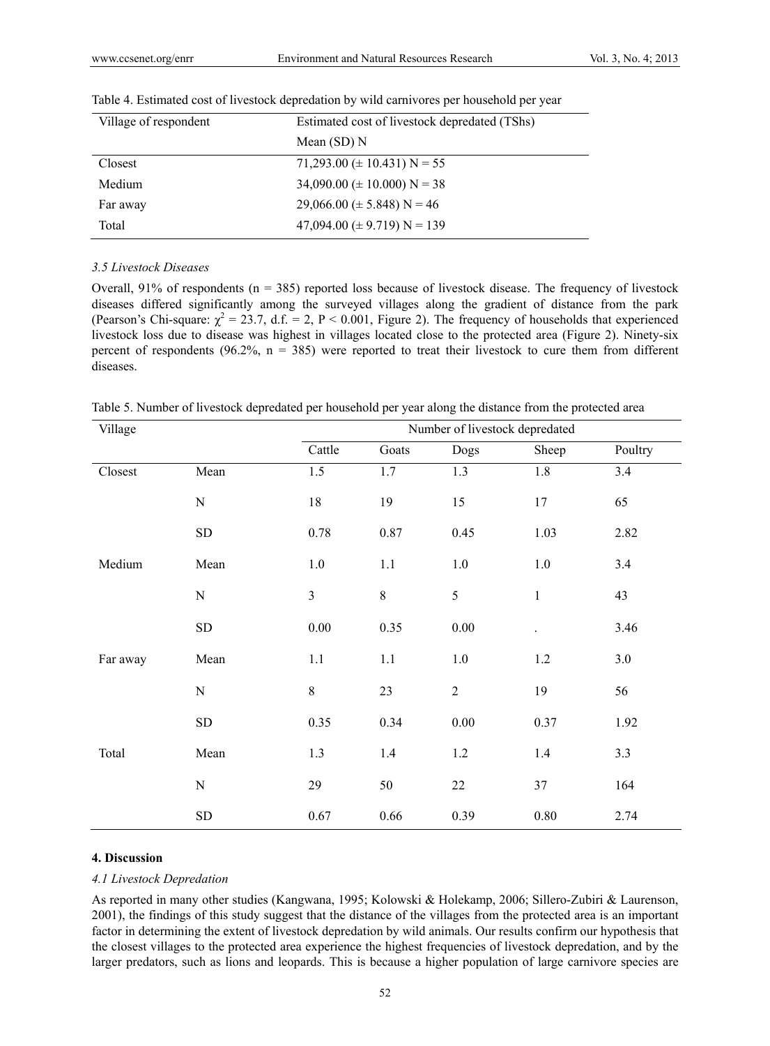Table 4. Estimated cost of livestock depredation by wild carnivores per household per year

| Village of respondent | Estimated cost of livestock depredated (TShs) |
|---|---|
| | Mean (SD) N |
| Closest | 71,293.00 (± 10.431) N = 55 |
| Medium | 34,090.00 (± 10.000) N = 38 |
| Far away | 29,066.00 (± 5.848) N = 46 |
| Total | 47,094.00 (± 9.719) N = 139 |

### *3.5 Livestock Diseases*

Overall, 91% of respondents (n = 385) reported loss because of livestock disease. The frequency of livestock diseases differed significantly among the surveyed villages along the gradient of distance from the park (Pearson's Chi-square: $\chi^2 = 23.7$, d.f. = 2, $P < 0.001$, Figure 2). The frequency of households that experienced livestock loss due to disease was highest in villages located close to the protected area (Figure 2). Ninety-six percent of respondents (96.2%, n = 385) were reported to treat their livestock to cure them from different diseases.

Table 5. Number of livestock depredated per household per year along the distance from the protected area

| Village | | Number of livestock depredated | | | | |
|---|---|---|---|---|---|---|
| | | Cattle | Goats | Dogs | Sheep | Poultry |
| Closest | Mean | 1.5 | 1.7 | 1.3 | 1.8 | 3.4 |
| | N | 18 | 19 | 15 | 17 | 65 |
| | SD | 0.78 | 0.87 | 0.45 | 1.03 | 2.82 |
| Medium | Mean | 1.0 | 1.1 | 1.0 | 1.0 | 3.4 |
| | N | 3 | 8 | 5 | 1 | 43 |
| | SD | 0.00 | 0.35 | 0.00 | . | 3.46 |
| Far away | Mean | 1.1 | 1.1 | 1.0 | 1.2 | 3.0 |
| | N | 8 | 23 | 2 | 19 | 56 |
| | SD | 0.35 | 0.34 | 0.00 | 0.37 | 1.92 |
| Total | Mean | 1.3 | 1.4 | 1.2 | 1.4 | 3.3 |
| | N | 29 | 50 | 22 | 37 | 164 |
| | SD | 0.67 | 0.66 | 0.39 | 0.80 | 2.74 |

## 4. Discussion

### *4.1 Livestock Depredation*

As reported in many other studies (Kangwana, 1995; Kolowski & Holekamp, 2006; Sillero-Zubiri & Laurenson, 2001), the findings of this study suggest that the distance of the villages from the protected area is an important factor in determining the extent of livestock depredation by wild animals. Our results confirm our hypothesis that the closest villages to the protected area experience the highest frequencies of livestock depredation, and by the larger predators, such as lions and leopards. This is because a higher population of large carnivore species are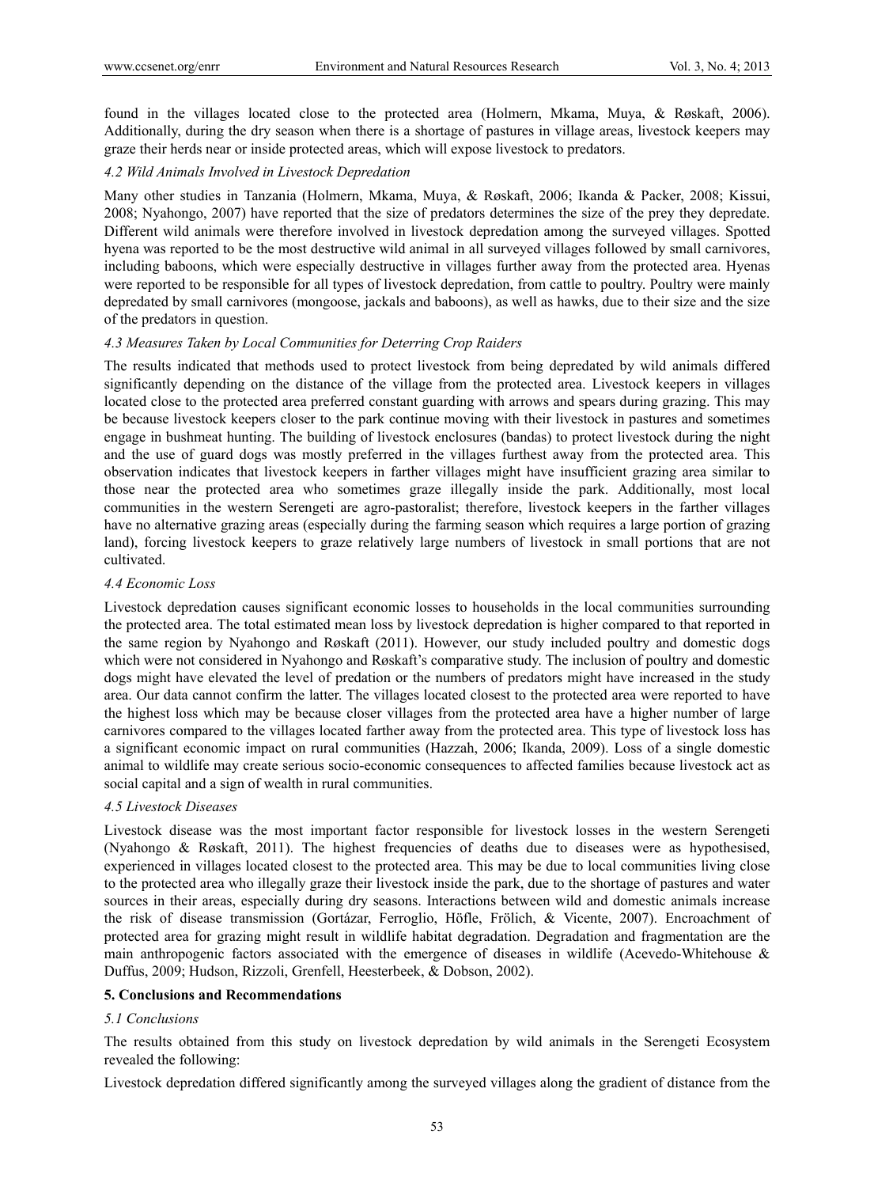found in the villages located close to the protected area (Holmern, Mkama, Muya, & Røskaft, 2006). Additionally, during the dry season when there is a shortage of pastures in village areas, livestock keepers may graze their herds near or inside protected areas, which will expose livestock to predators.

### *4.2 Wild Animals Involved in Livestock Depredation*

Many other studies in Tanzania (Holmern, Mkama, Muya, & Røskaft, 2006; Ikanda & Packer, 2008; Kissui, 2008; Nyahongo, 2007) have reported that the size of predators determines the size of the prey they depredate. Different wild animals were therefore involved in livestock depredation among the surveyed villages. Spotted hyena was reported to be the most destructive wild animal in all surveyed villages followed by small carnivores, including baboons, which were especially destructive in villages further away from the protected area. Hyenas were reported to be responsible for all types of livestock depredation, from cattle to poultry. Poultry were mainly depredated by small carnivores (mongoose, jackals and baboons), as well as hawks, due to their size and the size of the predators in question.

### *4.3 Measures Taken by Local Communities for Deterring Crop Raiders*

The results indicated that methods used to protect livestock from being depredated by wild animals differed significantly depending on the distance of the village from the protected area. Livestock keepers in villages located close to the protected area preferred constant guarding with arrows and spears during grazing. This may be because livestock keepers closer to the park continue moving with their livestock in pastures and sometimes engage in bushmeat hunting. The building of livestock enclosures (bandas) to protect livestock during the night and the use of guard dogs was mostly preferred in the villages furthest away from the protected area. This observation indicates that livestock keepers in farther villages might have insufficient grazing area similar to those near the protected area who sometimes graze illegally inside the park. Additionally, most local communities in the western Serengeti are agro-pastoralist; therefore, livestock keepers in the farther villages have no alternative grazing areas (especially during the farming season which requires a large portion of grazing land), forcing livestock keepers to graze relatively large numbers of livestock in small portions that are not cultivated.

### *4.4 Economic Loss*

Livestock depredation causes significant economic losses to households in the local communities surrounding the protected area. The total estimated mean loss by livestock depredation is higher compared to that reported in the same region by Nyahongo and Røskaft (2011). However, our study included poultry and domestic dogs which were not considered in Nyahongo and Røskaft's comparative study. The inclusion of poultry and domestic dogs might have elevated the level of predation or the numbers of predators might have increased in the study area. Our data cannot confirm the latter. The villages located closest to the protected area were reported to have the highest loss which may be because closer villages from the protected area have a higher number of large carnivores compared to the villages located farther away from the protected area. This type of livestock loss has a significant economic impact on rural communities (Hazzah, 2006; Ikanda, 2009). Loss of a single domestic animal to wildlife may create serious socio-economic consequences to affected families because livestock act as social capital and a sign of wealth in rural communities.

### *4.5 Livestock Diseases*

Livestock disease was the most important factor responsible for livestock losses in the western Serengeti (Nyahongo & Røskaft, 2011). The highest frequencies of deaths due to diseases were as hypothesised, experienced in villages located closest to the protected area. This may be due to local communities living close to the protected area who illegally graze their livestock inside the park, due to the shortage of pastures and water sources in their areas, especially during dry seasons. Interactions between wild and domestic animals increase the risk of disease transmission (Gortázar, Ferroglio, Höfle, Frölich, & Vicente, 2007). Encroachment of protected area for grazing might result in wildlife habitat degradation. Degradation and fragmentation are the main anthropogenic factors associated with the emergence of diseases in wildlife (Acevedo-Whitehouse & Duffus, 2009; Hudson, Rizzoli, Grenfell, Heesterbeek, & Dobson, 2002).

## **5. Conclusions and Recommendations**

### *5.1 Conclusions*

The results obtained from this study on livestock depredation by wild animals in the Serengeti Ecosystem revealed the following:

Livestock depredation differed significantly among the surveyed villages along the gradient of distance from the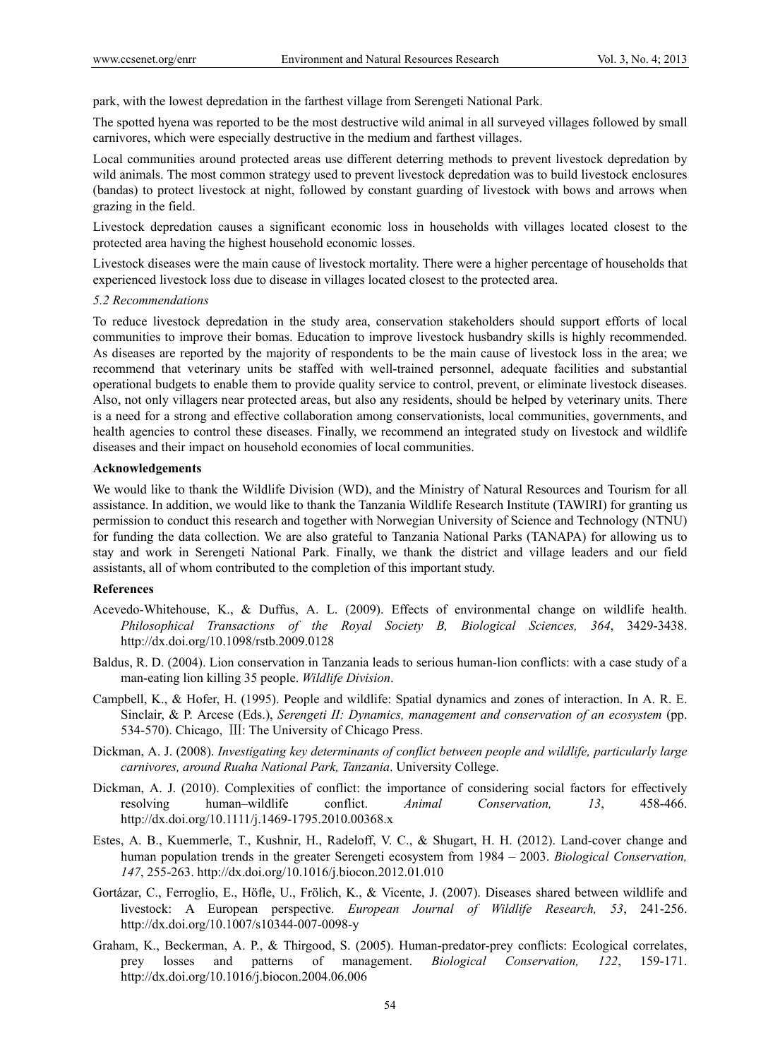park, with the lowest depredation in the farthest village from Serengeti National Park.

The spotted hyena was reported to be the most destructive wild animal in all surveyed villages followed by small carnivores, which were especially destructive in the medium and farthest villages.

Local communities around protected areas use different deterring methods to prevent livestock depredation by wild animals. The most common strategy used to prevent livestock depredation was to build livestock enclosures (bandas) to protect livestock at night, followed by constant guarding of livestock with bows and arrows when grazing in the field.

Livestock depredation causes a significant economic loss in households with villages located closest to the protected area having the highest household economic losses.

Livestock diseases were the main cause of livestock mortality. There were a higher percentage of households that experienced livestock loss due to disease in villages located closest to the protected area.

### *5.2 Recommendations*

To reduce livestock depredation in the study area, conservation stakeholders should support efforts of local communities to improve their bomas. Education to improve livestock husbandry skills is highly recommended. As diseases are reported by the majority of respondents to be the main cause of livestock loss in the area; we recommend that veterinary units be staffed with well-trained personnel, adequate facilities and substantial operational budgets to enable them to provide quality service to control, prevent, or eliminate livestock diseases. Also, not only villagers near protected areas, but also any residents, should be helped by veterinary units. There is a need for a strong and effective collaboration among conservationists, local communities, governments, and health agencies to control these diseases. Finally, we recommend an integrated study on livestock and wildlife diseases and their impact on household economies of local communities.

## Acknowledgements

We would like to thank the Wildlife Division (WD), and the Ministry of Natural Resources and Tourism for all assistance. In addition, we would like to thank the Tanzania Wildlife Research Institute (TAWIRI) for granting us permission to conduct this research and together with Norwegian University of Science and Technology (NTNU) for funding the data collection. We are also grateful to Tanzania National Parks (TANAPA) for allowing us to stay and work in Serengeti National Park. Finally, we thank the district and village leaders and our field assistants, all of whom contributed to the completion of this important study.

## References

Acevedo-Whitehouse, K., & Duffus, A. L. (2009). Effects of environmental change on wildlife health. *Philosophical Transactions of the Royal Society B, Biological Sciences, 364*, 3429-3438. http://dx.doi.org/10.1098/rstb.2009.0128

Baldus, R. D. (2004). Lion conservation in Tanzania leads to serious human-lion conflicts: with a case study of a man-eating lion killing 35 people. *Wildlife Division*.

Campbell, K., & Hofer, H. (1995). People and wildlife: Spatial dynamics and zones of interaction. In A. R. E. Sinclair, & P. Arcese (Eds.), *Serengeti II: Dynamics, management and conservation of an ecosystem* (pp. 534-570). Chicago, Ⅲ: The University of Chicago Press.

Dickman, A. J. (2008). *Investigating key determinants of conflict between people and wildlife, particularly large carnivores, around Ruaha National Park, Tanzania*. University College.

Dickman, A. J. (2010). Complexities of conflict: the importance of considering social factors for effectively resolving human–wildlife conflict. *Animal Conservation, 13*, 458-466. http://dx.doi.org/10.1111/j.1469-1795.2010.00368.x

Estes, A. B., Kuemmerle, T., Kushnir, H., Radeloff, V. C., & Shugart, H. H. (2012). Land-cover change and human population trends in the greater Serengeti ecosystem from 1984 – 2003. *Biological Conservation, 147*, 255-263. http://dx.doi.org/10.1016/j.biocon.2012.01.010

Gortázar, C., Ferroglio, E., Höfle, U., Frölich, K., & Vicente, J. (2007). Diseases shared between wildlife and livestock: A European perspective. *European Journal of Wildlife Research, 53*, 241-256. http://dx.doi.org/10.1007/s10344-007-0098-y

Graham, K., Beckerman, A. P., & Thirgood, S. (2005). Human-predator-prey conflicts: Ecological correlates, prey losses and patterns of management. *Biological Conservation, 122*, 159-171. http://dx.doi.org/10.1016/j.biocon.2004.06.006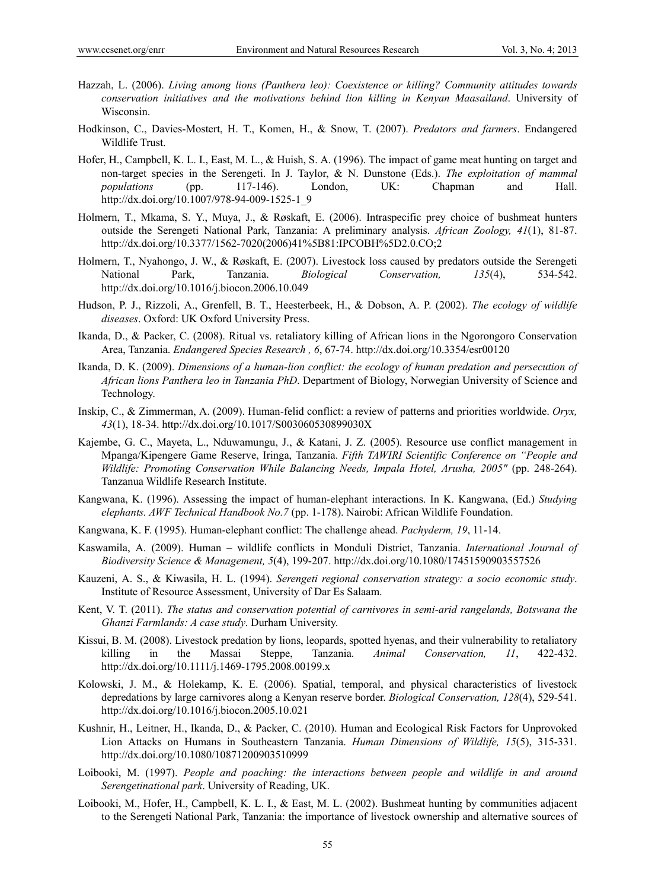Hazzah, L. (2006). *Living among lions (Panthera leo): Coexistence or killing? Community attitudes towards conservation initiatives and the motivations behind lion killing in Kenyan Maasailand*. University of Wisconsin.

Hodkinson, C., Davies-Mostert, H. T., Komen, H., & Snow, T. (2007). *Predators and farmers*. Endangered Wildlife Trust.

Hofer, H., Campbell, K. L. I., East, M. L., & Huish, S. A. (1996). The impact of game meat hunting on target and non-target species in the Serengeti. In J. Taylor, & N. Dunstone (Eds.). *The exploitation of mammal populations* (pp. 117-146). London, UK: Chapman and Hall. http://dx.doi.org/10.1007/978-94-009-1525-1_9

Holmern, T., Mkama, S. Y., Muya, J., & Røskaft, E. (2006). Intraspecific prey choice of bushmeat hunters outside the Serengeti National Park, Tanzania: A preliminary analysis. *African Zoology, 41*(1), 81-87. http://dx.doi.org/10.3377/1562-7020(2006)41%5B81:IPCOBH%5D2.0.CO;2

Holmern, T., Nyahongo, J. W., & Røskaft, E. (2007). Livestock loss caused by predators outside the Serengeti National Park, Tanzania. *Biological Conservation, 135*(4), 534-542. http://dx.doi.org/10.1016/j.biocon.2006.10.049

Hudson, P. J., Rizzoli, A., Grenfell, B. T., Heesterbeek, H., & Dobson, A. P. (2002). *The ecology of wildlife diseases*. Oxford: UK Oxford University Press.

Ikanda, D., & Packer, C. (2008). Ritual vs. retaliatory killing of African lions in the Ngorongoro Conservation Area, Tanzania. *Endangered Species Research , 6*, 67-74. http://dx.doi.org/10.3354/esr00120

Ikanda, D. K. (2009). *Dimensions of a human-lion conflict: the ecology of human predation and persecution of African lions Panthera leo in Tanzania PhD*. Department of Biology, Norwegian University of Science and Technology.

Inskip, C., & Zimmerman, A. (2009). Human-felid conflict: a review of patterns and priorities worldwide. *Oryx, 43*(1), 18-34. http://dx.doi.org/10.1017/S003060530899030X

Kajembe, G. C., Mayeta, L., Nduwamungu, J., & Katani, J. Z. (2005). Resource use conflict management in Mpanga/Kipengere Game Reserve, Iringa, Tanzania. *Fifth TAWIRI Scientific Conference on "People and Wildlife: Promoting Conservation While Balancing Needs, Impala Hotel, Arusha, 2005"* (pp. 248-264). Tanzanua Wildlife Research Institute.

Kangwana, K. (1996). Assessing the impact of human-elephant interactions. In K. Kangwana, (Ed.) *Studying elephants. AWF Technical Handbook No.7* (pp. 1-178). Nairobi: African Wildlife Foundation.

Kangwana, K. F. (1995). Human-elephant conflict: The challenge ahead. *Pachyderm, 19*, 11-14.

Kaswamila, A. (2009). Human – wildlife conflicts in Monduli District, Tanzania. *International Journal of Biodiversity Science & Management, 5*(4), 199-207. http://dx.doi.org/10.1080/17451590903557526

Kauzeni, A. S., & Kiwasila, H. L. (1994). *Serengeti regional conservation strategy: a socio economic study*. Institute of Resource Assessment, University of Dar Es Salaam.

Kent, V. T. (2011). *The status and conservation potential of carnivores in semi-arid rangelands, Botswana the Ghanzi Farmlands: A case study*. Durham University.

Kissui, B. M. (2008). Livestock predation by lions, leopards, spotted hyenas, and their vulnerability to retaliatory killing in the Massai Steppe, Tanzania. *Animal Conservation, 11*, 422-432. http://dx.doi.org/10.1111/j.1469-1795.2008.00199.x

Kolowski, J. M., & Holekamp, K. E. (2006). Spatial, temporal, and physical characteristics of livestock depredations by large carnivores along a Kenyan reserve border. *Biological Conservation, 128*(4), 529-541. http://dx.doi.org/10.1016/j.biocon.2005.10.021

Kushnir, H., Leitner, H., Ikanda, D., & Packer, C. (2010). Human and Ecological Risk Factors for Unprovoked Lion Attacks on Humans in Southeastern Tanzania. *Human Dimensions of Wildlife, 15*(5), 315-331. http://dx.doi.org/10.1080/10871200903510999

Loibooki, M. (1997). *People and poaching: the interactions between people and wildlife in and around Serengetinational park*. University of Reading, UK.

Loibooki, M., Hofer, H., Campbell, K. L. I., & East, M. L. (2002). Bushmeat hunting by communities adjacent to the Serengeti National Park, Tanzania: the importance of livestock ownership and alternative sources of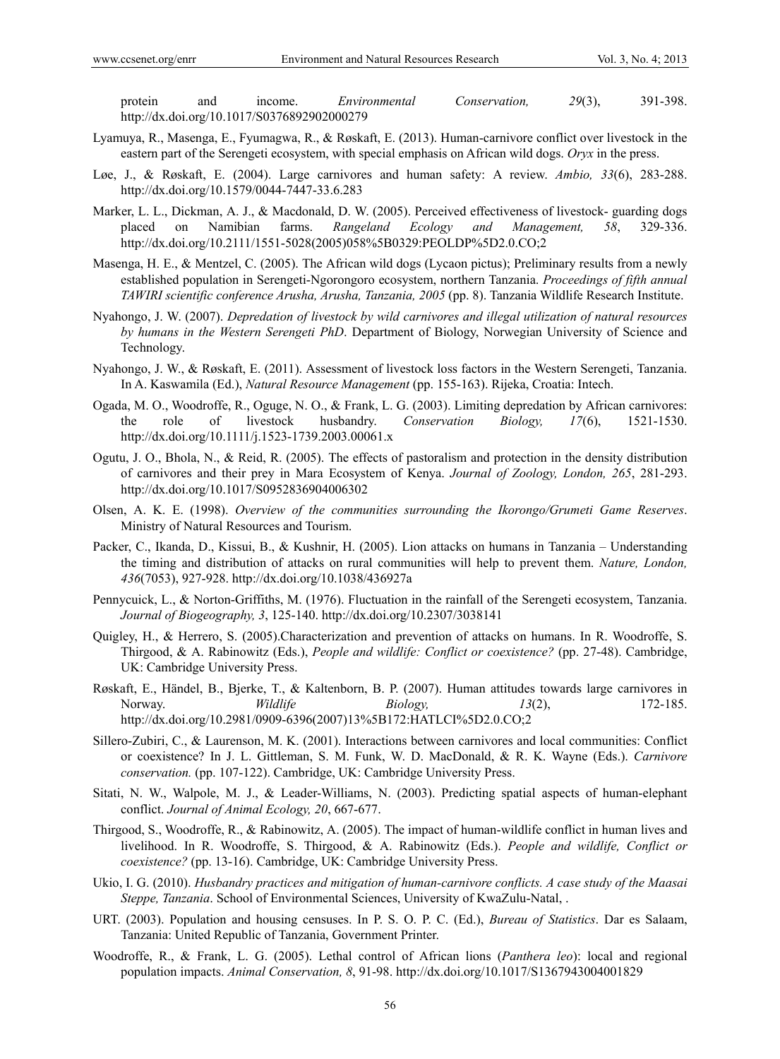protein and income. *Environmental Conservation, 29*(3), 391-398. http://dx.doi.org/10.1017/S0376892902000279

Lyamuya, R., Masenga, E., Fyumagwa, R., & Røskaft, E. (2013). Human-carnivore conflict over livestock in the eastern part of the Serengeti ecosystem, with special emphasis on African wild dogs. *Oryx* in the press.

Løe, J., & Røskaft, E. (2004). Large carnivores and human safety: A review. *Ambio, 33*(6), 283-288. http://dx.doi.org/10.1579/0044-7447-33.6.283

Marker, L. L., Dickman, A. J., & Macdonald, D. W. (2005). Perceived effectiveness of livestock- guarding dogs placed on Namibian farms. *Rangeland Ecology and Management, 58*, 329-336. http://dx.doi.org/10.2111/1551-5028(2005)058%5B0329:PEOLDP%5D2.0.CO;2

Masenga, H. E., & Mentzel, C. (2005). The African wild dogs (Lycaon pictus); Preliminary results from a newly established population in Serengeti-Ngorongoro ecosystem, northern Tanzania. *Proceedings of fifth annual TAWIRI scientific conference Arusha, Arusha, Tanzania, 2005* (pp. 8). Tanzania Wildlife Research Institute.

Nyahongo, J. W. (2007). *Depredation of livestock by wild carnivores and illegal utilization of natural resources by humans in the Western Serengeti PhD*. Department of Biology, Norwegian University of Science and Technology.

Nyahongo, J. W., & Røskaft, E. (2011). Assessment of livestock loss factors in the Western Serengeti, Tanzania. In A. Kaswamila (Ed.), *Natural Resource Management* (pp. 155-163). Rijeka, Croatia: Intech.

Ogada, M. O., Woodroffe, R., Oguge, N. O., & Frank, L. G. (2003). Limiting depredation by African carnivores: the role of livestock husbandry. *Conservation Biology, 17*(6), 1521-1530. http://dx.doi.org/10.1111/j.1523-1739.2003.00061.x

Ogutu, J. O., Bhola, N., & Reid, R. (2005). The effects of pastoralism and protection in the density distribution of carnivores and their prey in Mara Ecosystem of Kenya. *Journal of Zoology, London, 265*, 281-293. http://dx.doi.org/10.1017/S0952836904006302

Olsen, A. K. E. (1998). *Overview of the communities surrounding the Ikorongo/Grumeti Game Reserves*. Ministry of Natural Resources and Tourism.

Packer, C., Ikanda, D., Kissui, B., & Kushnir, H. (2005). Lion attacks on humans in Tanzania – Understanding the timing and distribution of attacks on rural communities will help to prevent them. *Nature, London, 436*(7053), 927-928. http://dx.doi.org/10.1038/436927a

Pennycuick, L., & Norton-Griffiths, M. (1976). Fluctuation in the rainfall of the Serengeti ecosystem, Tanzania. *Journal of Biogeography, 3*, 125-140. http://dx.doi.org/10.2307/3038141

Quigley, H., & Herrero, S. (2005).Characterization and prevention of attacks on humans. In R. Woodroffe, S. Thirgood, & A. Rabinowitz (Eds.), *People and wildlife: Conflict or coexistence?* (pp. 27-48). Cambridge, UK: Cambridge University Press.

Røskaft, E., Händel, B., Bjerke, T., & Kaltenborn, B. P. (2007). Human attitudes towards large carnivores in Norway. *Wildlife Biology, 13*(2), 172-185. http://dx.doi.org/10.2981/0909-6396(2007)13%5B172:HATLCI%5D2.0.CO;2

Sillero-Zubiri, C., & Laurenson, M. K. (2001). Interactions between carnivores and local communities: Conflict or coexistence? In J. L. Gittleman, S. M. Funk, W. D. MacDonald, & R. K. Wayne (Eds.). *Carnivore conservation.* (pp. 107-122). Cambridge, UK: Cambridge University Press.

Sitati, N. W., Walpole, M. J., & Leader-Williams, N. (2003). Predicting spatial aspects of human-elephant conflict. *Journal of Animal Ecology, 20*, 667-677.

Thirgood, S., Woodroffe, R., & Rabinowitz, A. (2005). The impact of human-wildlife conflict in human lives and livelihood. In R. Woodroffe, S. Thirgood, & A. Rabinowitz (Eds.). *People and wildlife, Conflict or coexistence?* (pp. 13-16). Cambridge, UK: Cambridge University Press.

Ukio, I. G. (2010). *Husbandry practices and mitigation of human-carnivore conflicts. A case study of the Maasai Steppe, Tanzania*. School of Environmental Sciences, University of KwaZulu-Natal, .

URT. (2003). Population and housing censuses. In P. S. O. P. C. (Ed.), *Bureau of Statistics*. Dar es Salaam, Tanzania: United Republic of Tanzania, Government Printer.

Woodroffe, R., & Frank, L. G. (2005). Lethal control of African lions (*Panthera leo*): local and regional population impacts. *Animal Conservation, 8*, 91-98. http://dx.doi.org/10.1017/S1367943004001829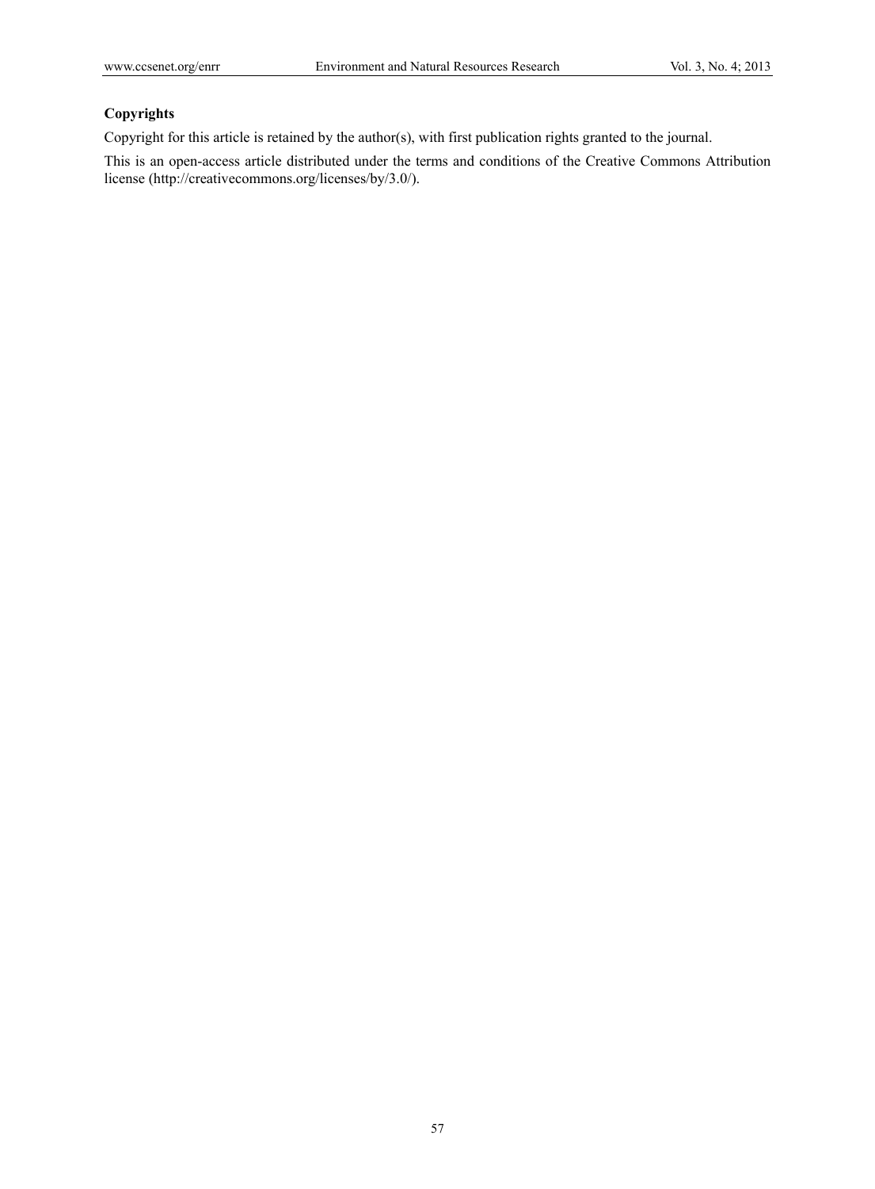## Copyrights

Copyright for this article is retained by the author(s), with first publication rights granted to the journal.

This is an open-access article distributed under the terms and conditions of the Creative Commons Attribution license (http://creativecommons.org/licenses/by/3.0/).